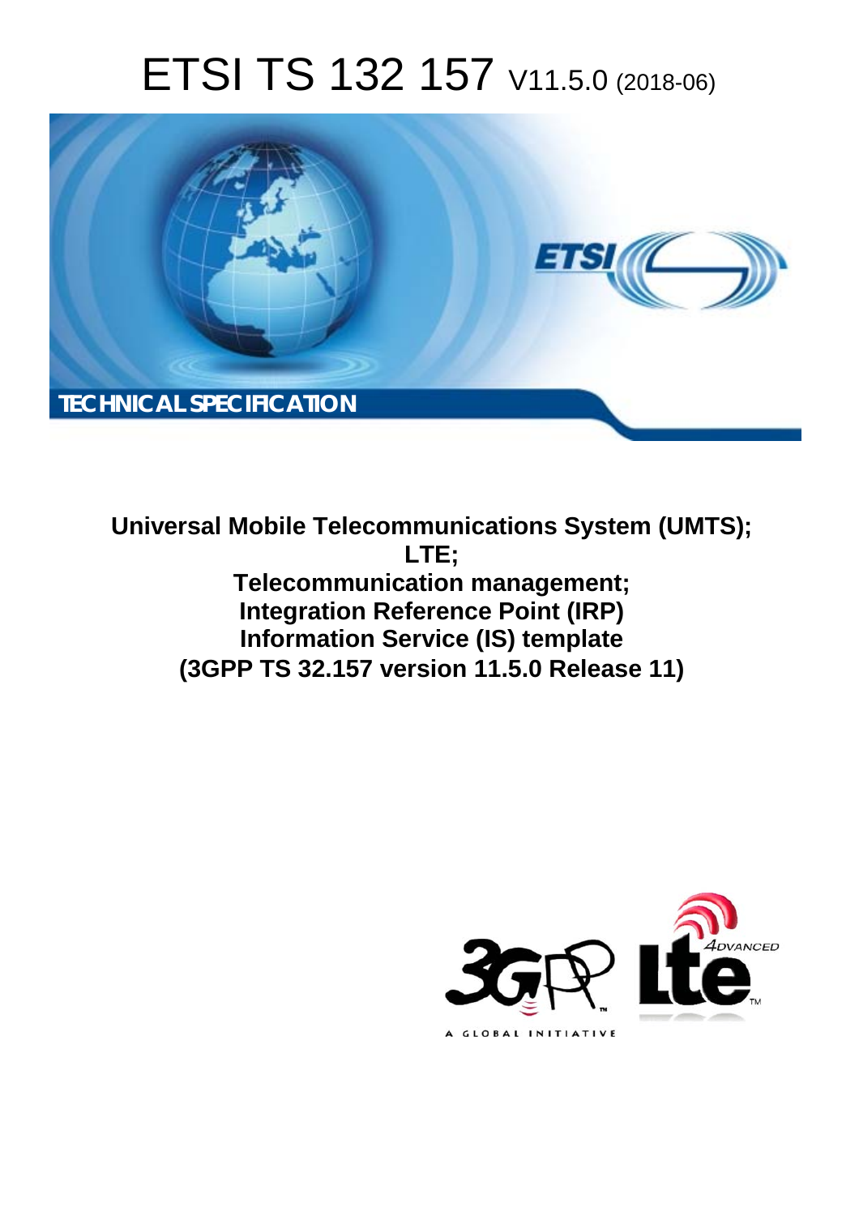# ETSI TS 132 157 V11.5.0 (2018-06)

TECHNICAL SPECIFICATION

**Universal Mobile Telecommunications System (UMTS);**
**LTE;**
**Telecommunication management;**
**Integration Reference Point (IRP)**
**Information Service (IS) template**
**(3GPP TS 32.157 version 11.5.0 Release 11)**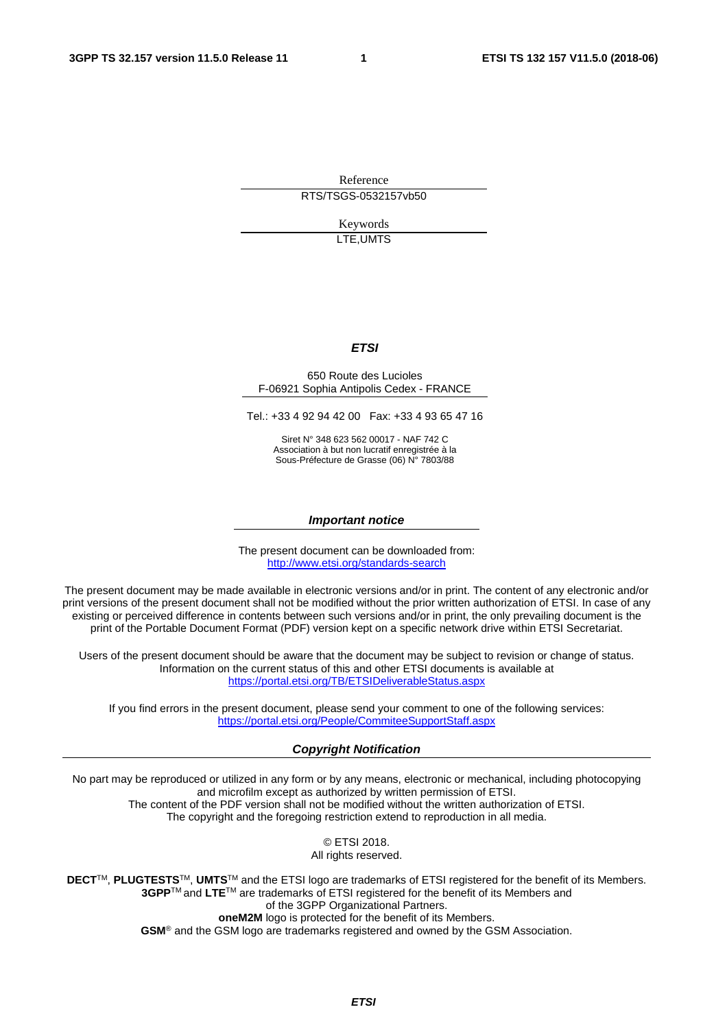Reference

RTS/TSGS-0532157vb50

Keywords

LTE,UMTS

***ETSI***

650 Route des Lucioles
F-06921 Sophia Antipolis Cedex - FRANCE

Tel.: +33 4 92 94 42 00   Fax: +33 4 93 65 47 16

Siret N° 348 623 562 00017 - NAF 742 C
Association à but non lucratif enregistrée à la
Sous-Préfecture de Grasse (06) N° 7803/88

***Important notice***

The present document can be downloaded from:
http://www.etsi.org/standards-search

The present document may be made available in electronic versions and/or in print. The content of any electronic and/or print versions of the present document shall not be modified without the prior written authorization of ETSI. In case of any existing or perceived difference in contents between such versions and/or in print, the only prevailing document is the print of the Portable Document Format (PDF) version kept on a specific network drive within ETSI Secretariat.

Users of the present document should be aware that the document may be subject to revision or change of status. Information on the current status of this and other ETSI documents is available at
https://portal.etsi.org/TB/ETSIDeliverableStatus.aspx

If you find errors in the present document, please send your comment to one of the following services:
https://portal.etsi.org/People/CommiteeSupportStaff.aspx

***Copyright Notification***

No part may be reproduced or utilized in any form or by any means, electronic or mechanical, including photocopying and microfilm except as authorized by written permission of ETSI.
The content of the PDF version shall not be modified without the written authorization of ETSI.
The copyright and the foregoing restriction extend to reproduction in all media.

© ETSI 2018.
All rights reserved.

**DECT**™, **PLUGTESTS**™, **UMTS**™ and the ETSI logo are trademarks of ETSI registered for the benefit of its Members.
**3GPP**™ and **LTE**™ are trademarks of ETSI registered for the benefit of its Members and of the 3GPP Organizational Partners.
**oneM2M** logo is protected for the benefit of its Members.
**GSM**® and the GSM logo are trademarks registered and owned by the GSM Association.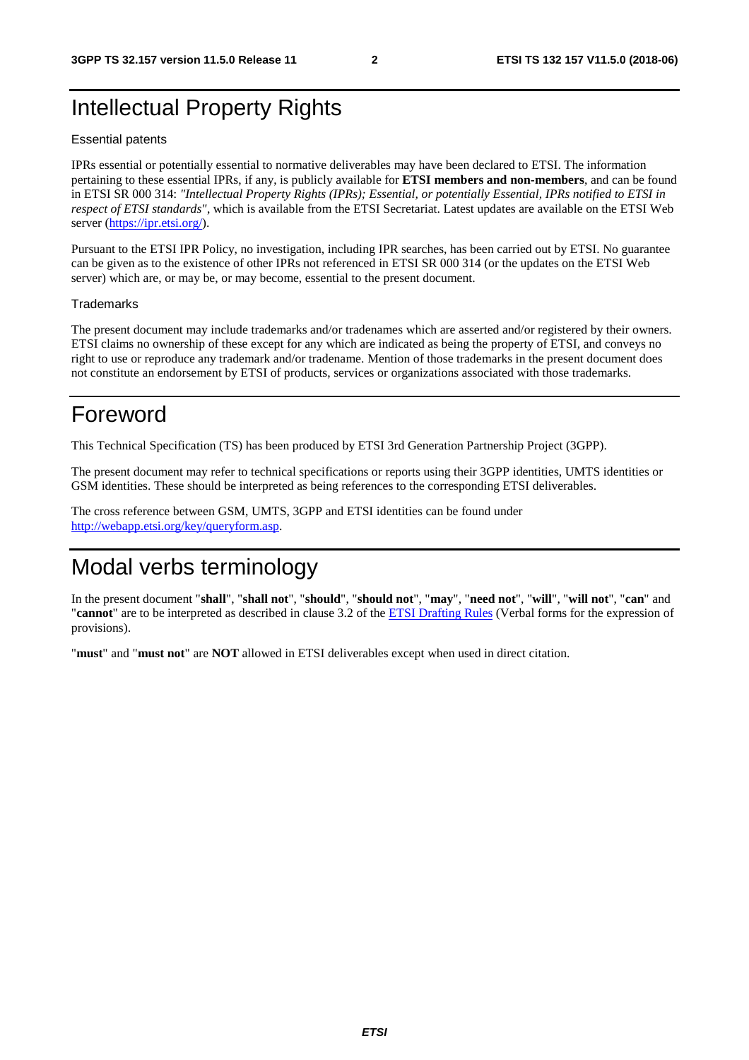# Intellectual Property Rights

Essential patents

IPRs essential or potentially essential to normative deliverables may have been declared to ETSI. The information pertaining to these essential IPRs, if any, is publicly available for **ETSI members and non-members**, and can be found in ETSI SR 000 314: *"Intellectual Property Rights (IPRs); Essential, or potentially Essential, IPRs notified to ETSI in respect of ETSI standards"*, which is available from the ETSI Secretariat. Latest updates are available on the ETSI Web server (https://ipr.etsi.org/).

Pursuant to the ETSI IPR Policy, no investigation, including IPR searches, has been carried out by ETSI. No guarantee can be given as to the existence of other IPRs not referenced in ETSI SR 000 314 (or the updates on the ETSI Web server) which are, or may be, or may become, essential to the present document.

Trademarks

The present document may include trademarks and/or tradenames which are asserted and/or registered by their owners. ETSI claims no ownership of these except for any which are indicated as being the property of ETSI, and conveys no right to use or reproduce any trademark and/or tradename. Mention of those trademarks in the present document does not constitute an endorsement by ETSI of products, services or organizations associated with those trademarks.

# Foreword

This Technical Specification (TS) has been produced by ETSI 3rd Generation Partnership Project (3GPP).

The present document may refer to technical specifications or reports using their 3GPP identities, UMTS identities or GSM identities. These should be interpreted as being references to the corresponding ETSI deliverables.

The cross reference between GSM, UMTS, 3GPP and ETSI identities can be found under http://webapp.etsi.org/key/queryform.asp.

# Modal verbs terminology

In the present document "**shall**", "**shall not**", "**should**", "**should not**", "**may**", "**need not**", "**will**", "**will not**", "**can**" and "**cannot**" are to be interpreted as described in clause 3.2 of the ETSI Drafting Rules (Verbal forms for the expression of provisions).

"**must**" and "**must not**" are **NOT** allowed in ETSI deliverables except when used in direct citation.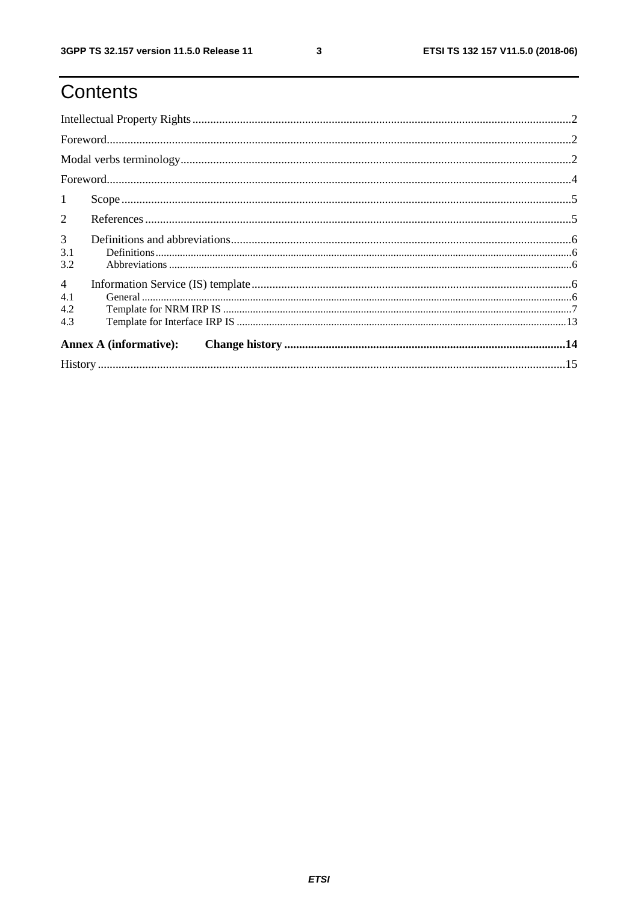# Contents

Intellectual Property Rights .......... 2

Foreword .......... 2

Modal verbs terminology .......... 2

Foreword .......... 4

1 Scope .......... 5

2 References .......... 5

3 Definitions and abbreviations .......... 6

3.1 Definitions .......... 6

3.2 Abbreviations .......... 6

4 Information Service (IS) template .......... 6

4.1 General .......... 6

4.2 Template for NRM IRP IS .......... 7

4.3 Template for Interface IRP IS .......... 13

**Annex A (informative): Change history .......... 14**

History .......... 15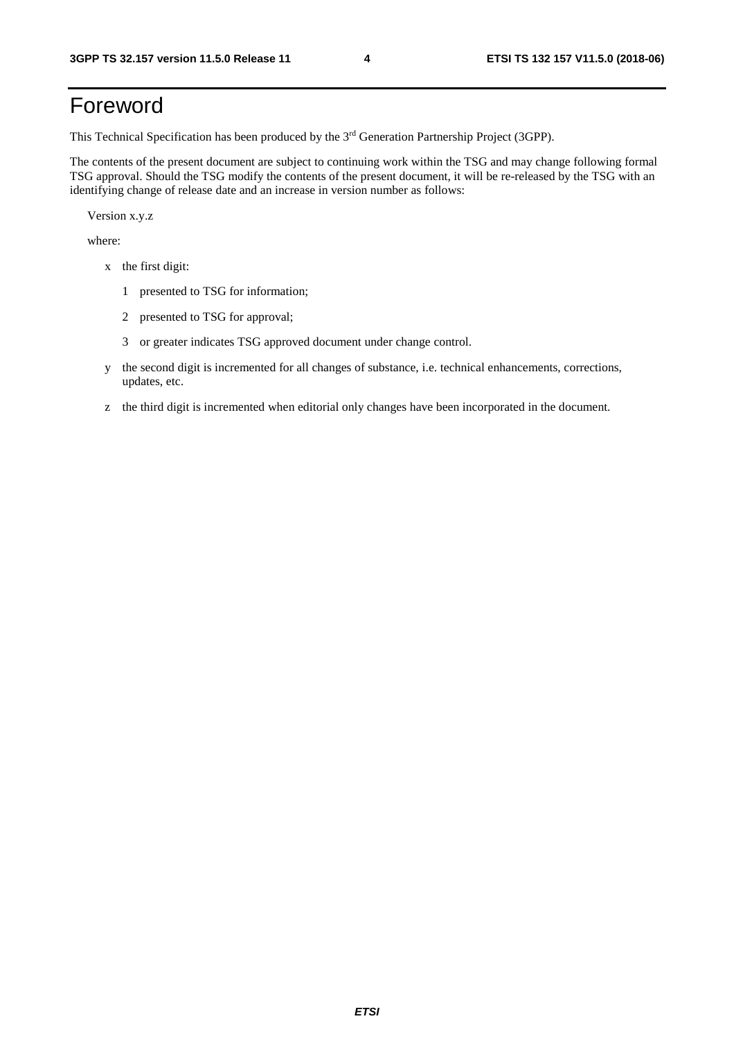# Foreword

This Technical Specification has been produced by the 3rd Generation Partnership Project (3GPP).

The contents of the present document are subject to continuing work within the TSG and may change following formal TSG approval. Should the TSG modify the contents of the present document, it will be re-released by the TSG with an identifying change of release date and an increase in version number as follows:

Version x.y.z

where:

- x the first digit:
  - 1 presented to TSG for information;
  - 2 presented to TSG for approval;
  - 3 or greater indicates TSG approved document under change control.
- y the second digit is incremented for all changes of substance, i.e. technical enhancements, corrections, updates, etc.
- z the third digit is incremented when editorial only changes have been incorporated in the document.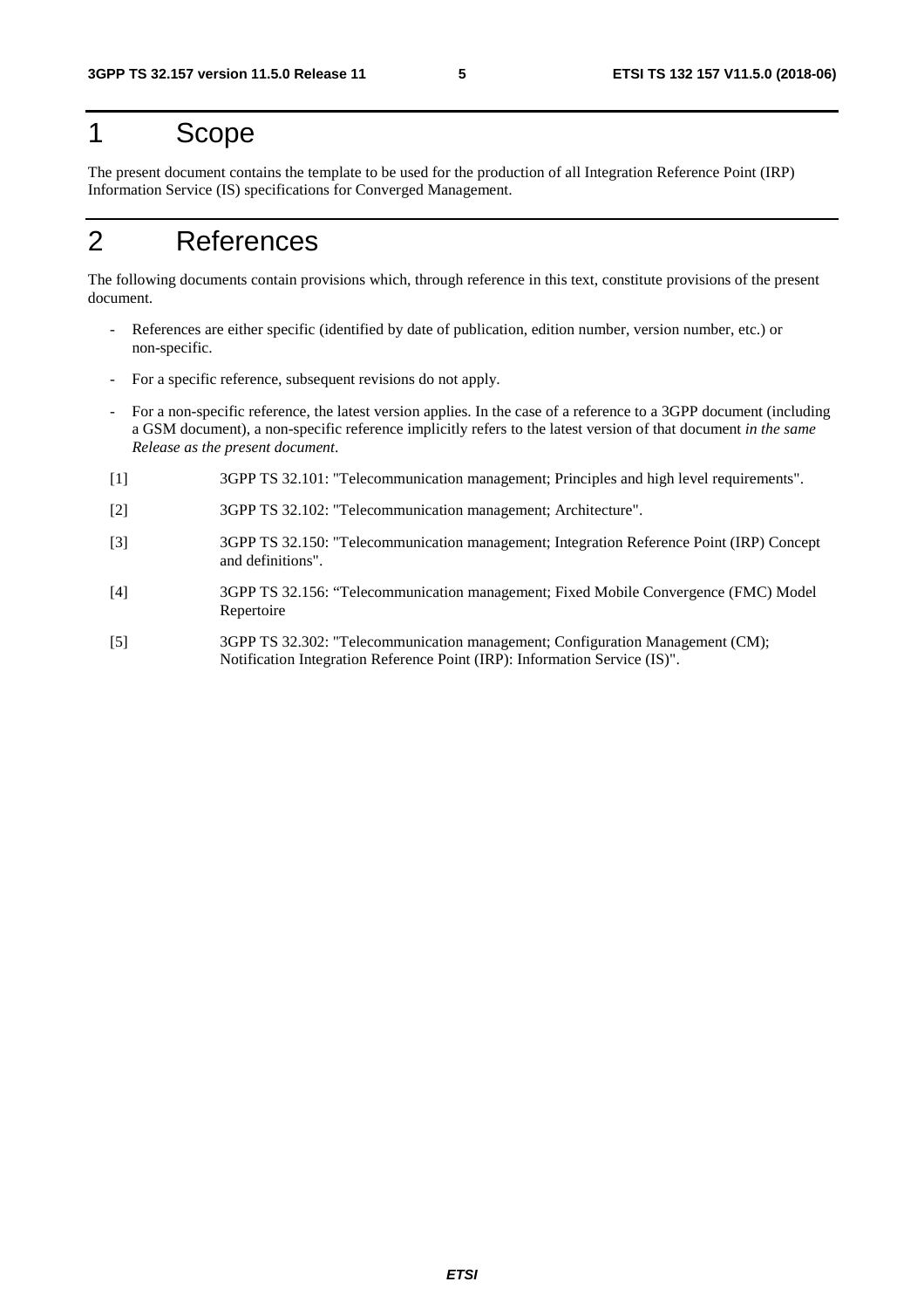# 1 Scope

The present document contains the template to be used for the production of all Integration Reference Point (IRP) Information Service (IS) specifications for Converged Management.

# 2 References

The following documents contain provisions which, through reference in this text, constitute provisions of the present document.

- References are either specific (identified by date of publication, edition number, version number, etc.) or non-specific.
- For a specific reference, subsequent revisions do not apply.
- For a non-specific reference, the latest version applies. In the case of a reference to a 3GPP document (including a GSM document), a non-specific reference implicitly refers to the latest version of that document *in the same Release as the present document*.

[1] 3GPP TS 32.101: "Telecommunication management; Principles and high level requirements".

[2] 3GPP TS 32.102: "Telecommunication management; Architecture".

[3] 3GPP TS 32.150: "Telecommunication management; Integration Reference Point (IRP) Concept and definitions".

[4] 3GPP TS 32.156: "Telecommunication management; Fixed Mobile Convergence (FMC) Model Repertoire

[5] 3GPP TS 32.302: "Telecommunication management; Configuration Management (CM); Notification Integration Reference Point (IRP): Information Service (IS)".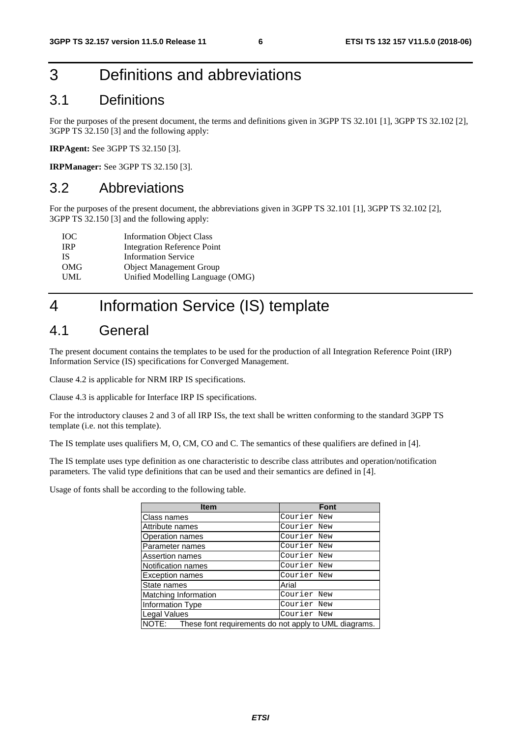# 3 Definitions and abbreviations

## 3.1 Definitions

For the purposes of the present document, the terms and definitions given in 3GPP TS 32.101 [1], 3GPP TS 32.102 [2], 3GPP TS 32.150 [3] and the following apply:

**IRPAgent:** See 3GPP TS 32.150 [3].

**IRPManager:** See 3GPP TS 32.150 [3].

## 3.2 Abbreviations

For the purposes of the present document, the abbreviations given in 3GPP TS 32.101 [1], 3GPP TS 32.102 [2], 3GPP TS 32.150 [3] and the following apply:

| | |
|---|---|
| IOC | Information Object Class |
| IRP | Integration Reference Point |
| IS | Information Service |
| OMG | Object Management Group |
| UML | Unified Modelling Language (OMG) |

# 4 Information Service (IS) template

## 4.1 General

The present document contains the templates to be used for the production of all Integration Reference Point (IRP) Information Service (IS) specifications for Converged Management.

Clause 4.2 is applicable for NRM IRP IS specifications.

Clause 4.3 is applicable for Interface IRP IS specifications.

For the introductory clauses 2 and 3 of all IRP ISs, the text shall be written conforming to the standard 3GPP TS template (i.e. not this template).

The IS template uses qualifiers M, O, CM, CO and C. The semantics of these qualifiers are defined in [4].

The IS template uses type definition as one characteristic to describe class attributes and operation/notification parameters. The valid type definitions that can be used and their semantics are defined in [4].

Usage of fonts shall be according to the following table.

| Item | Font |
|---|---|
| Class names | Courier New |
| Attribute names | Courier New |
| Operation names | Courier New |
| Parameter names | Courier New |
| Assertion names | Courier New |
| Notification names | Courier New |
| Exception names | Courier New |
| State names | Arial |
| Matching Information | Courier New |
| Information Type | Courier New |
| Legal Values | Courier New |
| NOTE: These font requirements do not apply to UML diagrams. | |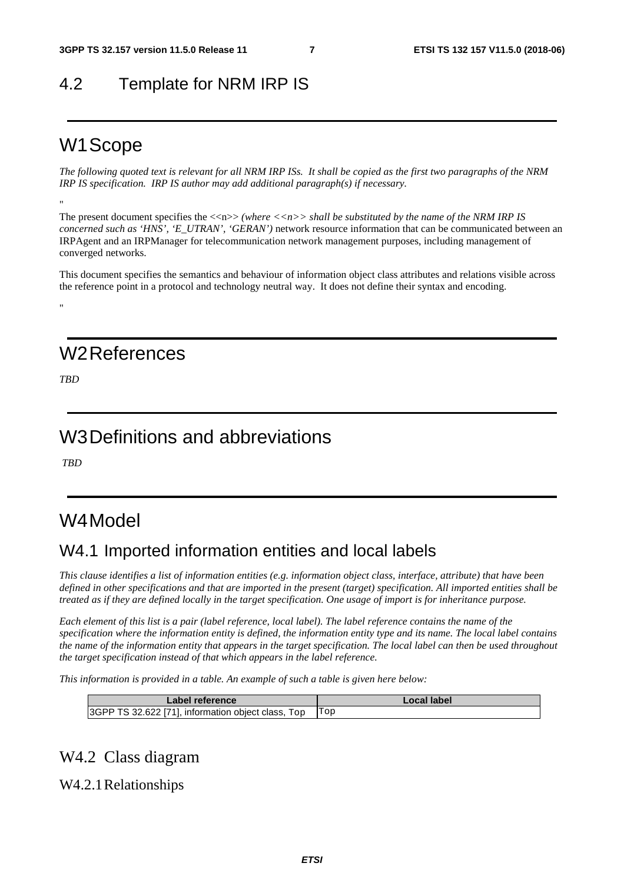## 4.2 Template for NRM IRP IS

---

# W1 Scope

*The following quoted text is relevant for all NRM IRP ISs. It shall be copied as the first two paragraphs of the NRM IRP IS specification. IRP IS author may add additional paragraph(s) if necessary.*

"

The present document specifies the <<n>> *(where <<n>> shall be substituted by the name of the NRM IRP IS concerned such as 'HNS', 'E_UTRAN', 'GERAN')* network resource information that can be communicated between an IRPAgent and an IRPManager for telecommunication network management purposes, including management of converged networks.

This document specifies the semantics and behaviour of information object class attributes and relations visible across the reference point in a protocol and technology neutral way. It does not define their syntax and encoding.

"

---

# W2 References

*TBD*

---

# W3 Definitions and abbreviations

*TBD*

---

# W4 Model

## W4.1 Imported information entities and local labels

*This clause identifies a list of information entities (e.g. information object class, interface, attribute) that have been defined in other specifications and that are imported in the present (target) specification. All imported entities shall be treated as if they are defined locally in the target specification. One usage of import is for inheritance purpose.*

*Each element of this list is a pair (label reference, local label). The label reference contains the name of the specification where the information entity is defined, the information entity type and its name. The local label contains the name of the information entity that appears in the target specification. The local label can then be used throughout the target specification instead of that which appears in the label reference.*

*This information is provided in a table. An example of such a table is given here below:*

| Label reference | Local label |
| --- | --- |
| 3GPP TS 32.622 [71], information object class, Top | Top |

## W4.2 Class diagram

### W4.2.1 Relationships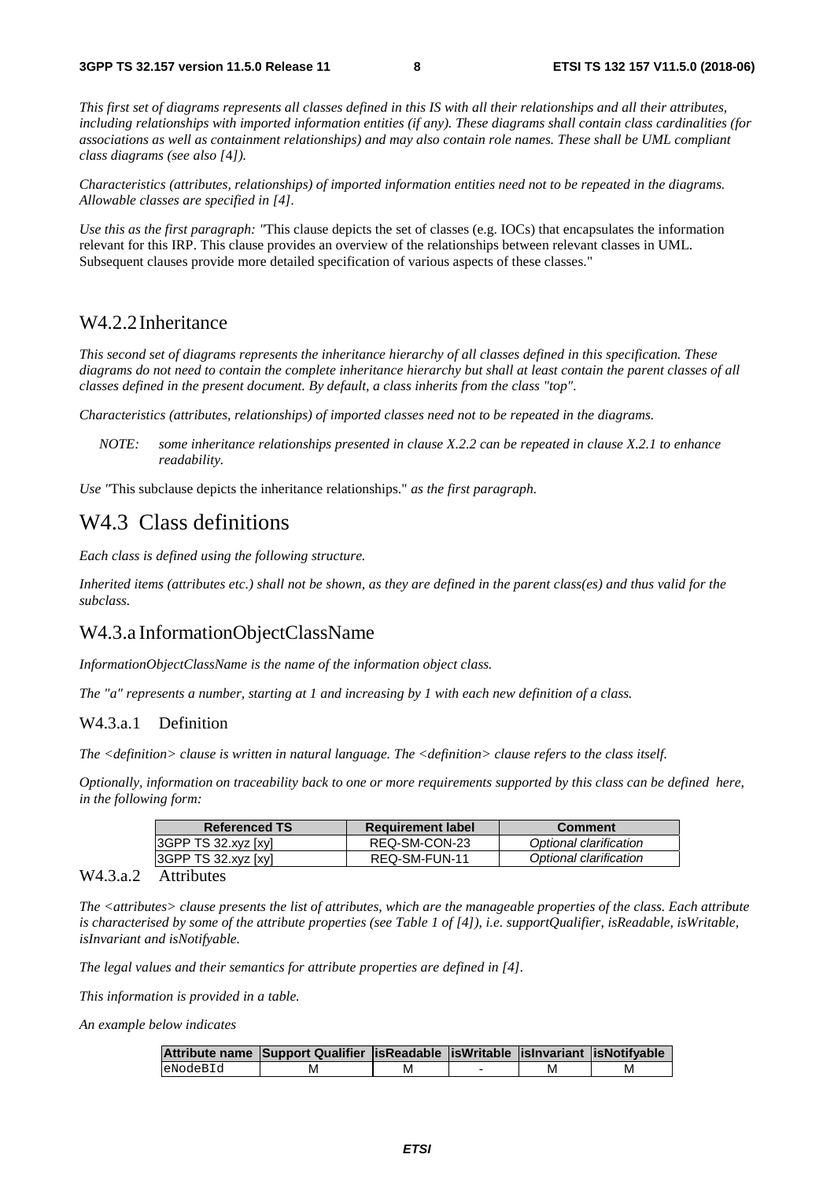*This first set of diagrams represents all classes defined in this IS with all their relationships and all their attributes, including relationships with imported information entities (if any). These diagrams shall contain class cardinalities (for associations as well as containment relationships) and may also contain role names. These shall be UML compliant class diagrams (see also [4]).*

*Characteristics (attributes, relationships) of imported information entities need not to be repeated in the diagrams. Allowable classes are specified in [4].*

*Use this as the first paragraph: "*This clause depicts the set of classes (e.g. IOCs) that encapsulates the information relevant for this IRP. This clause provides an overview of the relationships between relevant classes in UML. Subsequent clauses provide more detailed specification of various aspects of these classes."

### W4.2.2 Inheritance

*This second set of diagrams represents the inheritance hierarchy of all classes defined in this specification. These diagrams do not need to contain the complete inheritance hierarchy but shall at least contain the parent classes of all classes defined in the present document. By default, a class inherits from the class "top".*

*Characteristics (attributes, relationships) of imported classes need not to be repeated in the diagrams.*

*NOTE: some inheritance relationships presented in clause X.2.2 can be repeated in clause X.2.1 to enhance readability.*

*Use "*This subclause depicts the inheritance relationships." *as the first paragraph.*

## W4.3 Class definitions

*Each class is defined using the following structure.*

*Inherited items (attributes etc.) shall not be shown, as they are defined in the parent class(es) and thus valid for the subclass.*

### W4.3.a InformationObjectClassName

*InformationObjectClassName is the name of the information object class.*

*The "a" represents a number, starting at 1 and increasing by 1 with each new definition of a class.*

#### W4.3.a.1 Definition

*The <definition> clause is written in natural language. The <definition> clause refers to the class itself.*

*Optionally, information on traceability back to one or more requirements supported by this class can be defined here, in the following form:*

| Referenced TS | Requirement label | Comment |
|---|---|---|
| 3GPP TS 32.xyz [xy] | REQ-SM-CON-23 | *Optional clarification* |
| 3GPP TS 32.xyz [xy] | REQ-SM-FUN-11 | *Optional clarification* |

#### W4.3.a.2 Attributes

*The <attributes> clause presents the list of attributes, which are the manageable properties of the class. Each attribute is characterised by some of the attribute properties (see Table 1 of [4]), i.e. supportQualifier, isReadable, isWritable, isInvariant and isNotifyable.*

*The legal values and their semantics for attribute properties are defined in [4].*

*This information is provided in a table.*

*An example below indicates*

| Attribute name | Support Qualifier | isReadable | isWritable | isInvariant | isNotifyable |
|---|---|---|---|---|---|
| eNodeBId | M | M | - | M | M |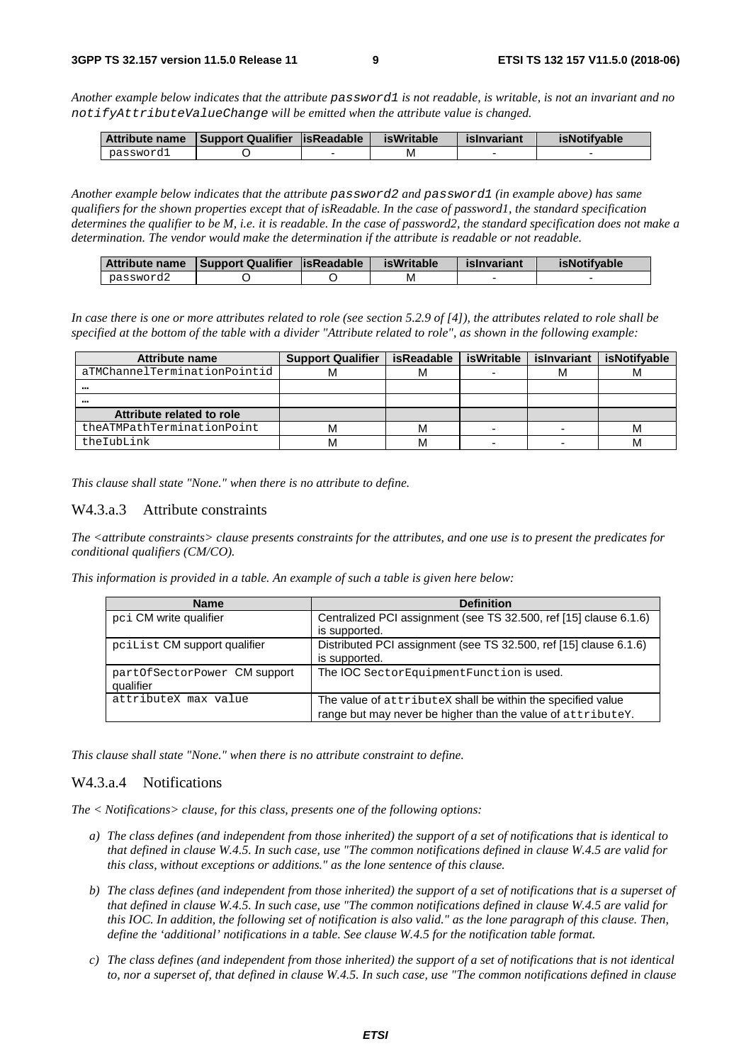*Another example below indicates that the attribute `password1` is not readable, is writable, is not an invariant and no `notifyAttributeValueChange` will be emitted when the attribute value is changed.*

| Attribute name | Support Qualifier | isReadable | isWritable | isInvariant | isNotifyable |
|---|---|---|---|---|---|
| password1 | O | - | M | - | - |

*Another example below indicates that the attribute `password2` and `password1` (in example above) has same qualifiers for the shown properties except that of isReadable. In the case of password1, the standard specification determines the qualifier to be M, i.e. it is readable. In the case of password2, the standard specification does not make a determination. The vendor would make the determination if the attribute is readable or not readable.*

| Attribute name | Support Qualifier | isReadable | isWritable | isInvariant | isNotifyable |
|---|---|---|---|---|---|
| password2 | O | O | M | - | - |

*In case there is one or more attributes related to role (see section 5.2.9 of [4]), the attributes related to role shall be specified at the bottom of the table with a divider "Attribute related to role", as shown in the following example:*

| Attribute name | Support Qualifier | isReadable | isWritable | isInvariant | isNotifyable |
|---|---|---|---|---|---|
| aTMChannelTerminationPointid | M | M | - | M | M |
| … | | | | | |
| … | | | | | |
| **Attribute related to role** | | | | | |
| theATMPathTerminationPoint | M | M | - | - | M |
| theIubLink | M | M | - | - | M |

*This clause shall state "None." when there is no attribute to define.*

### W4.3.a.3 Attribute constraints

*The <attribute constraints> clause presents constraints for the attributes, and one use is to present the predicates for conditional qualifiers (CM/CO).*

*This information is provided in a table. An example of such a table is given here below:*

| Name | Definition |
|---|---|
| `pci` CM write qualifier | Centralized PCI assignment (see TS 32.500, ref [15] clause 6.1.6) is supported. |
| `pciList` CM support qualifier | Distributed PCI assignment (see TS 32.500, ref [15] clause 6.1.6) is supported. |
| `partOfSectorPower` CM support qualifier | The IOC `SectorEquipmentFunction` is used. |
| `attributeX max value` | The value of `attributeX` shall be within the specified value range but may never be higher than the value of `attributeY`. |

*This clause shall state "None." when there is no attribute constraint to define.*

### W4.3.a.4 Notifications

*The < Notifications> clause, for this class, presents one of the following options:*

- *a) The class defines (and independent from those inherited) the support of a set of notifications that is identical to that defined in clause W.4.5. In such case, use "The common notifications defined in clause W.4.5 are valid for this class, without exceptions or additions." as the lone sentence of this clause.*
- *b) The class defines (and independent from those inherited) the support of a set of notifications that is a superset of that defined in clause W.4.5. In such case, use "The common notifications defined in clause W.4.5 are valid for this IOC. In addition, the following set of notification is also valid." as the lone paragraph of this clause. Then, define the 'additional' notifications in a table. See clause W.4.5 for the notification table format.*
- *c) The class defines (and independent from those inherited) the support of a set of notifications that is not identical to, nor a superset of, that defined in clause W.4.5. In such case, use "The common notifications defined in clause*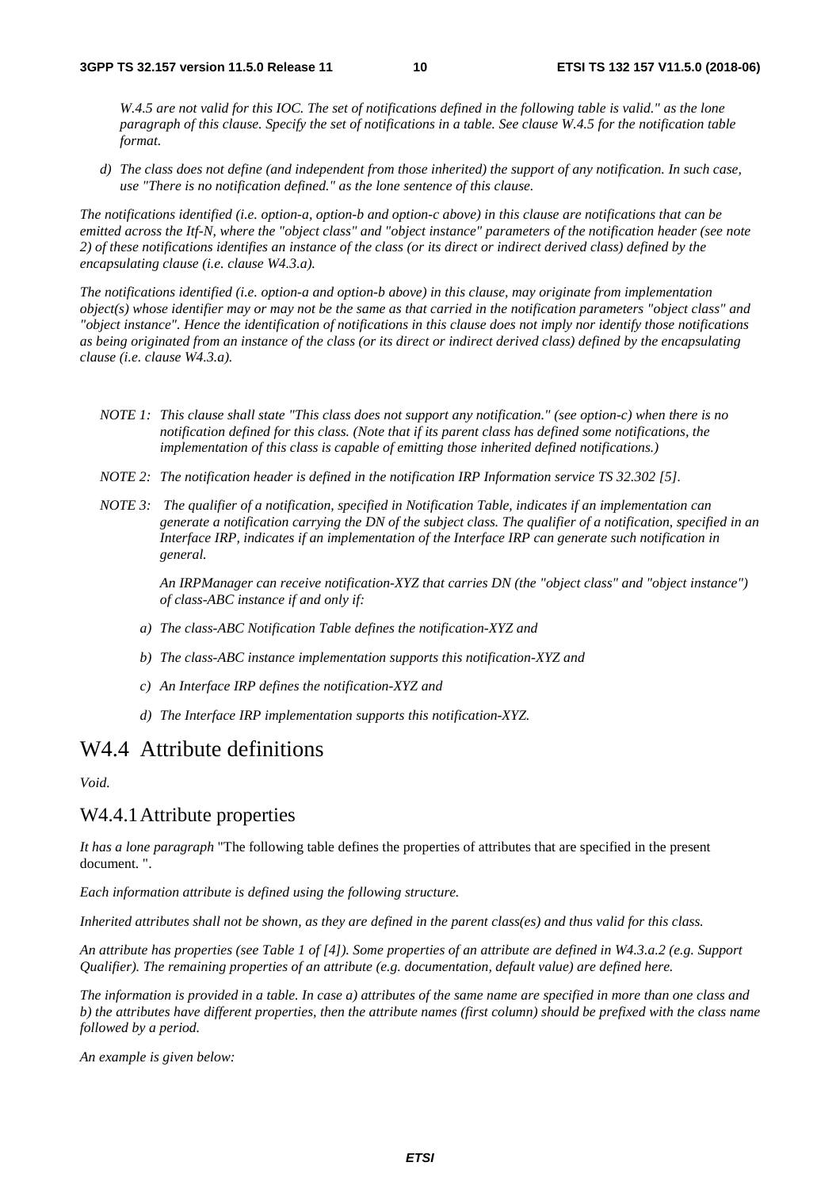*W.4.5 are not valid for this IOC. The set of notifications defined in the following table is valid." as the lone paragraph of this clause. Specify the set of notifications in a table. See clause W.4.5 for the notification table format.*

*d) The class does not define (and independent from those inherited) the support of any notification. In such case, use "There is no notification defined." as the lone sentence of this clause.*

*The notifications identified (i.e. option-a, option-b and option-c above) in this clause are notifications that can be emitted across the Itf-N, where the "object class" and "object instance" parameters of the notification header (see note 2) of these notifications identifies an instance of the class (or its direct or indirect derived class) defined by the encapsulating clause (i.e. clause W4.3.a).*

*The notifications identified (i.e. option-a and option-b above) in this clause, may originate from implementation object(s) whose identifier may or may not be the same as that carried in the notification parameters "object class" and "object instance". Hence the identification of notifications in this clause does not imply nor identify those notifications as being originated from an instance of the class (or its direct or indirect derived class) defined by the encapsulating clause (i.e. clause W4.3.a).*

*NOTE 1: This clause shall state "This class does not support any notification." (see option-c) when there is no notification defined for this class. (Note that if its parent class has defined some notifications, the implementation of this class is capable of emitting those inherited defined notifications.)*

*NOTE 2: The notification header is defined in the notification IRP Information service TS 32.302 [5].*

*NOTE 3: The qualifier of a notification, specified in Notification Table, indicates if an implementation can generate a notification carrying the DN of the subject class. The qualifier of a notification, specified in an Interface IRP, indicates if an implementation of the Interface IRP can generate such notification in general.*

*An IRPManager can receive notification-XYZ that carries DN (the "object class" and "object instance") of class-ABC instance if and only if:*

*a) The class-ABC Notification Table defines the notification-XYZ and*

*b) The class-ABC instance implementation supports this notification-XYZ and*

*c) An Interface IRP defines the notification-XYZ and*

*d) The Interface IRP implementation supports this notification-XYZ.*

## W4.4 Attribute definitions

*Void.*

### W4.4.1 Attribute properties

*It has a lone paragraph* "The following table defines the properties of attributes that are specified in the present document. ".

*Each information attribute is defined using the following structure.*

*Inherited attributes shall not be shown, as they are defined in the parent class(es) and thus valid for this class.*

*An attribute has properties (see Table 1 of [4]). Some properties of an attribute are defined in W4.3.a.2 (e.g. Support Qualifier). The remaining properties of an attribute (e.g. documentation, default value) are defined here.*

*The information is provided in a table. In case a) attributes of the same name are specified in more than one class and b) the attributes have different properties, then the attribute names (first column) should be prefixed with the class name followed by a period.*

*An example is given below:*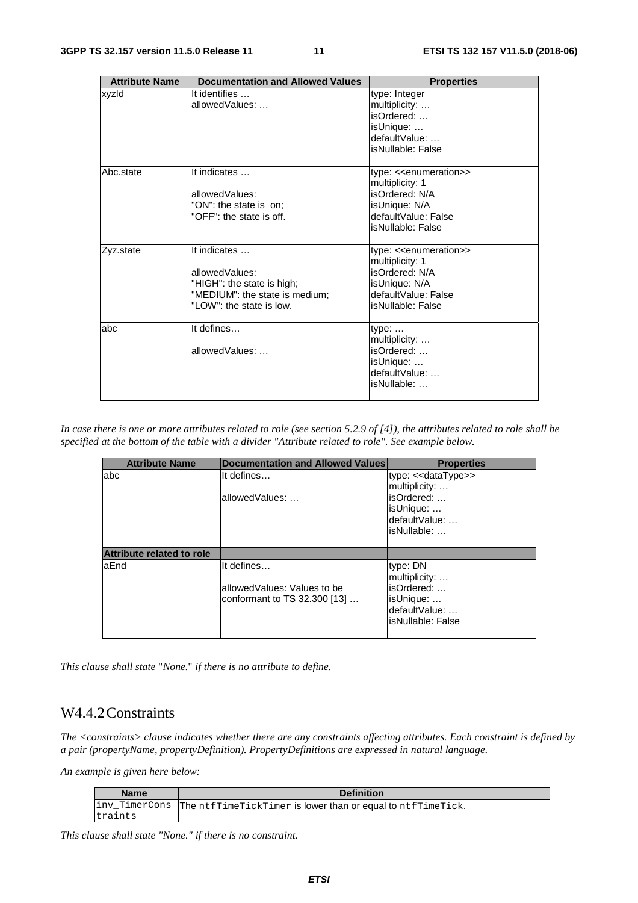| Attribute Name | Documentation and Allowed Values | Properties |
|---|---|---|
| xyzId | It identifies …<br>allowedValues: … | type: Integer<br>multiplicity: …<br>isOrdered: …<br>isUnique: …<br>defaultValue: …<br>isNullable: False |
| Abc.state | It indicates …<br><br>allowedValues:<br>"ON": the state is on;<br>"OFF": the state is off. | type: <<enumeration>><br>multiplicity: 1<br>isOrdered: N/A<br>isUnique: N/A<br>defaultValue: False<br>isNullable: False |
| Zyz.state | It indicates …<br><br>allowedValues:<br>"HIGH": the state is high;<br>"MEDIUM": the state is medium;<br>"LOW": the state is low. | type: <<enumeration>><br>multiplicity: 1<br>isOrdered: N/A<br>isUnique: N/A<br>defaultValue: False<br>isNullable: False |
| abc | It defines…<br><br>allowedValues: … | type: …<br>multiplicity: …<br>isOrdered: …<br>isUnique: …<br>defaultValue: …<br>isNullable: … |

*In case there is one or more attributes related to role (see section 5.2.9 of [4]), the attributes related to role shall be specified at the bottom of the table with a divider "Attribute related to role". See example below.*

| Attribute Name | Documentation and Allowed Values | Properties |
|---|---|---|
| abc | It defines…<br><br>allowedValues: … | type: <<dataType>><br>multiplicity: …<br>isOrdered: …<br>isUnique: …<br>defaultValue: …<br>isNullable: … |
| **Attribute related to role** | | |
| aEnd | It defines…<br><br>allowedValues: Values to be conformant to TS 32.300 [13] … | type: DN<br>multiplicity: …<br>isOrdered: …<br>isUnique: …<br>defaultValue: …<br>isNullable: False |

*This clause shall state* "*None.*" *if there is no attribute to define.*

## W4.4.2 Constraints

*The <constraints> clause indicates whether there are any constraints affecting attributes. Each constraint is defined by a pair (propertyName, propertyDefinition). PropertyDefinitions are expressed in natural language.*

*An example is given here below:*

| Name | Definition |
|---|---|
| `inv_TimerConstraints` | The `ntfTimeTickTimer` is lower than or equal to `ntfTimeTick`. |

*This clause shall state "None." if there is no constraint.*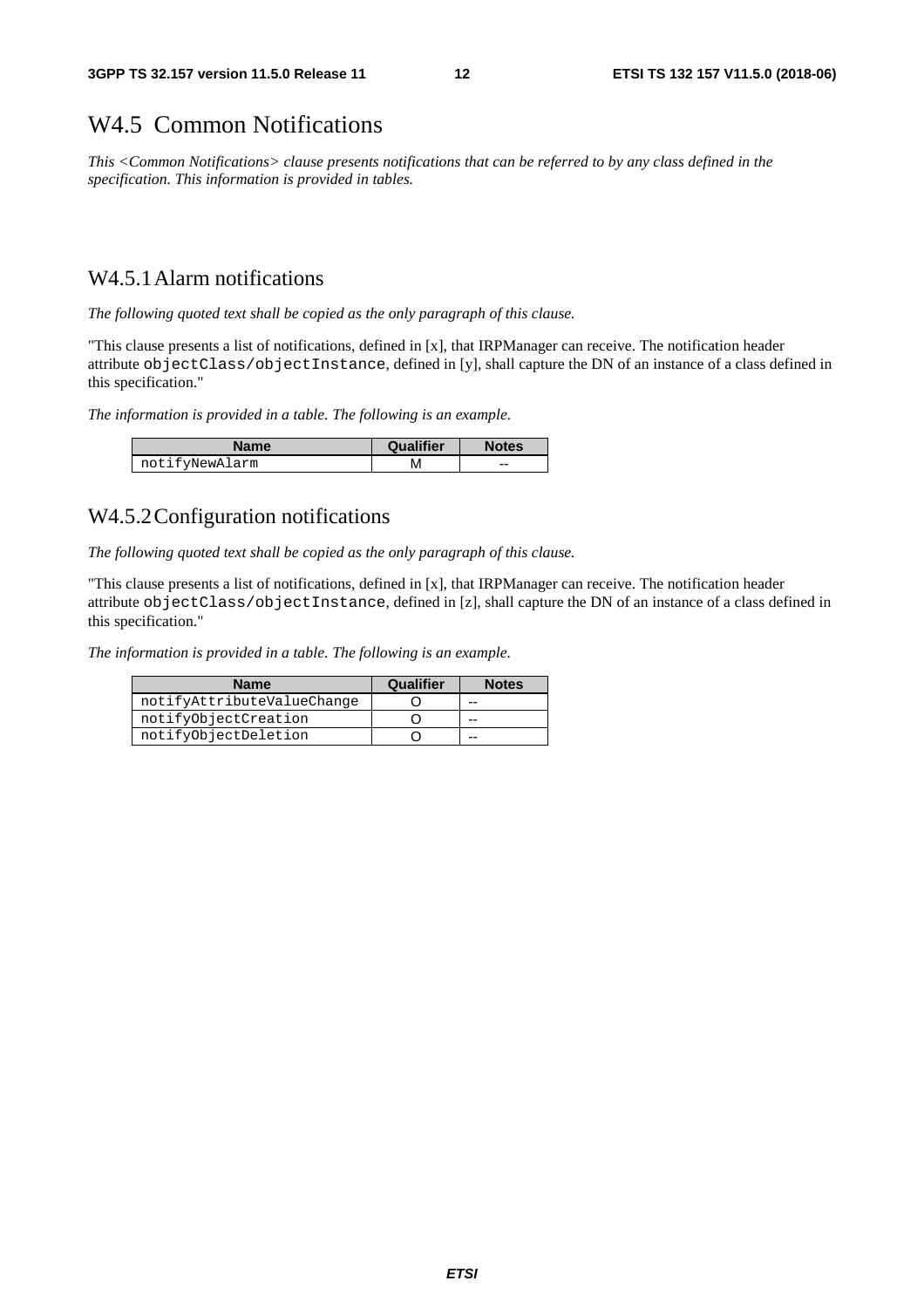# W4.5 Common Notifications

*This <Common Notifications> clause presents notifications that can be referred to by any class defined in the specification. This information is provided in tables.*

## W4.5.1 Alarm notifications

*The following quoted text shall be copied as the only paragraph of this clause.*

"This clause presents a list of notifications, defined in [x], that IRPManager can receive. The notification header attribute `objectClass/objectInstance`, defined in [y], shall capture the DN of an instance of a class defined in this specification."

*The information is provided in a table. The following is an example.*

| Name | Qualifier | Notes |
|---|---|---|
| notifyNewAlarm | M | -- |

## W4.5.2 Configuration notifications

*The following quoted text shall be copied as the only paragraph of this clause.*

"This clause presents a list of notifications, defined in [x], that IRPManager can receive. The notification header attribute `objectClass/objectInstance`, defined in [z], shall capture the DN of an instance of a class defined in this specification."

*The information is provided in a table. The following is an example.*

| Name | Qualifier | Notes |
|---|---|---|
| notifyAttributeValueChange | O | -- |
| notifyObjectCreation | O | -- |
| notifyObjectDeletion | O | -- |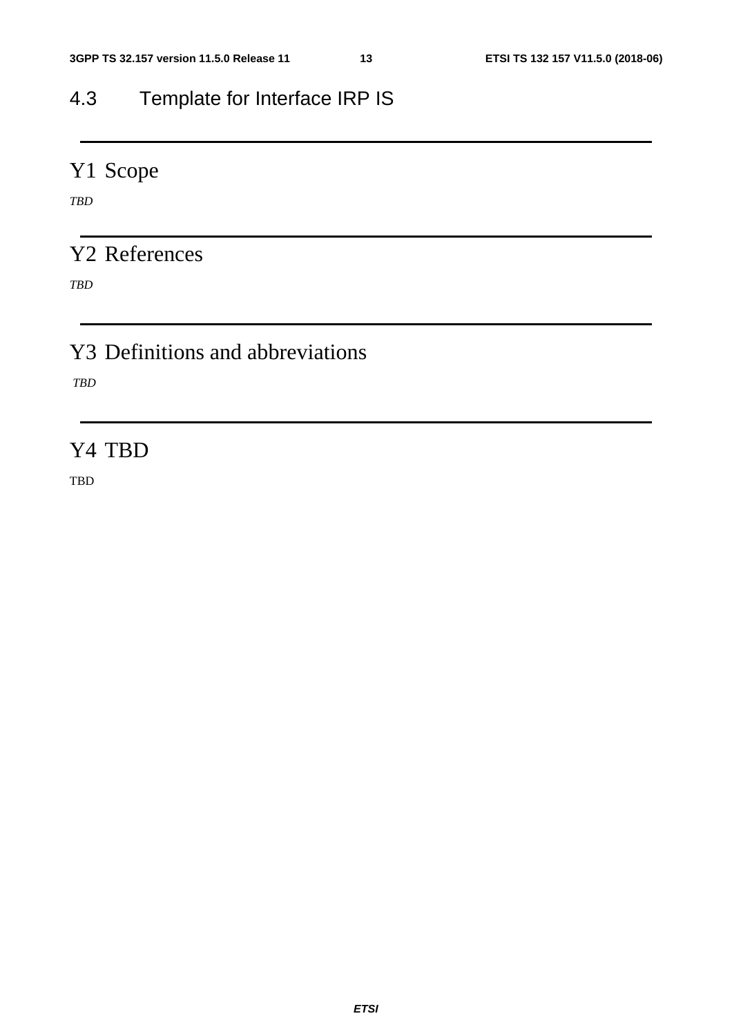## 4.3 Template for Interface IRP IS

---

# Y1 Scope

*TBD*

---

# Y2 References

*TBD*

---

# Y3 Definitions and abbreviations

*TBD*

---

# Y4 TBD

TBD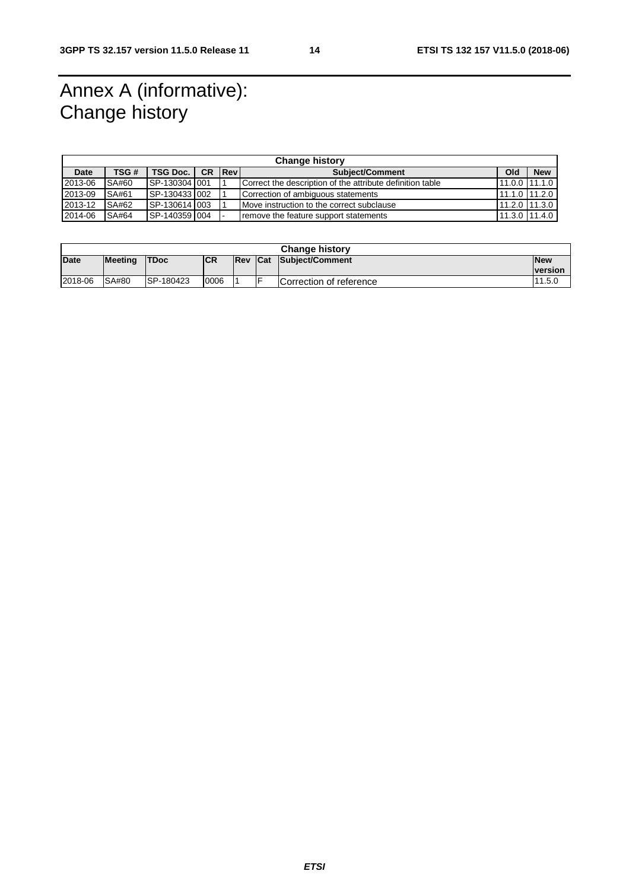# Annex A (informative): Change history

| Change history | | | | | | | |
|---|---|---|---|---|---|---|---|
| **Date** | **TSG #** | **TSG Doc.** | **CR** | **Rev** | **Subject/Comment** | **Old** | **New** |
| 2013-06 | SA#60 | SP-130304 | 001 | 1 | Correct the description of the attribute definition table | 11.0.0 | 11.1.0 |
| 2013-09 | SA#61 | SP-130433 | 002 | 1 | Correction of ambiguous statements | 11.1.0 | 11.2.0 |
| 2013-12 | SA#62 | SP-130614 | 003 | 1 | Move instruction to the correct subclause | 11.2.0 | 11.3.0 |
| 2014-06 | SA#64 | SP-140359 | 004 | - | remove the feature support statements | 11.3.0 | 11.4.0 |

| Change history | | | | | | | |
|---|---|---|---|---|---|---|---|
| **Date** | **Meeting** | **TDoc** | **CR** | **Rev** | **Cat** | **Subject/Comment** | **New version** |
| 2018-06 | SA#80 | SP-180423 | 0006 | 1 | F | Correction of reference | 11.5.0 |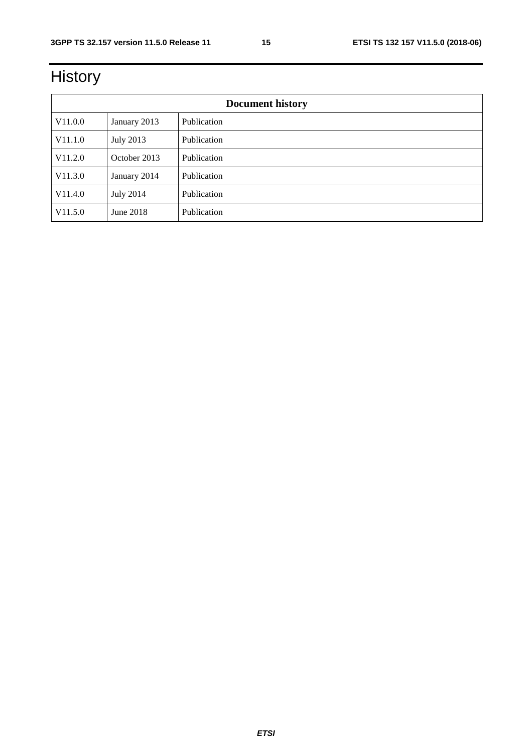# History

| Document history | | |
|---|---|---|
| V11.0.0 | January 2013 | Publication |
| V11.1.0 | July 2013 | Publication |
| V11.2.0 | October 2013 | Publication |
| V11.3.0 | January 2014 | Publication |
| V11.4.0 | July 2014 | Publication |
| V11.5.0 | June 2018 | Publication |